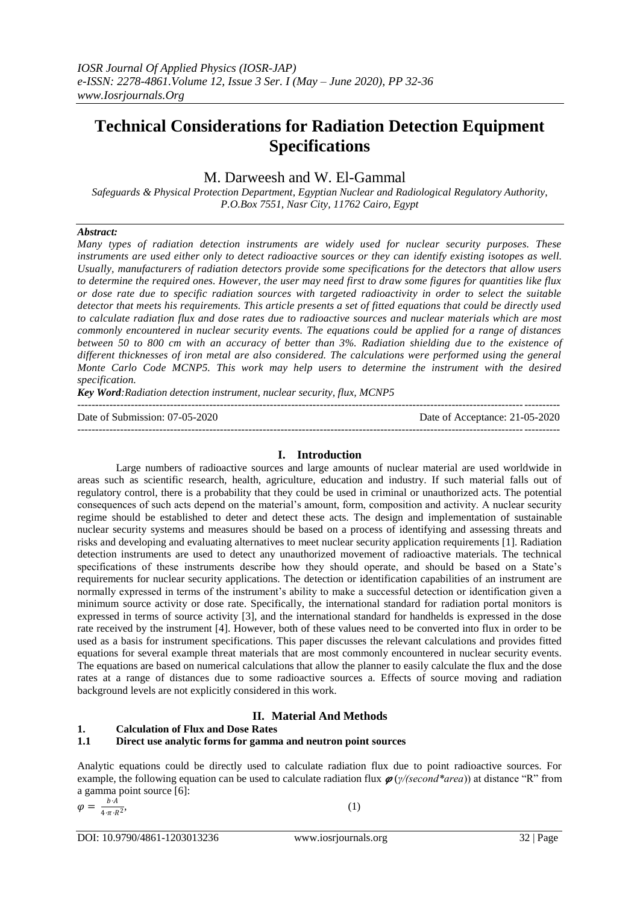# Technical Considerations for Radiation Detection Equipment Specifications

M. Darweesh and W. El-Gammal

*Safeguards & Physical Protection Department, Egyptian Nuclear and Radiological Regulatory Authority, P.O.Box 7551, Nasr City, 11762 Cairo, Egypt*

***Abstract:***

*Many types of radiation detection instruments are widely used for nuclear security purposes. These instruments are used either only to detect radioactive sources or they can identify existing isotopes as well. Usually, manufacturers of radiation detectors provide some specifications for the detectors that allow users to determine the required ones. However, the user may need first to draw some figures for quantities like flux or dose rate due to specific radiation sources with targeted radioactivity in order to select the suitable detector that meets his requirements. This article presents a set of fitted equations that could be directly used to calculate radiation flux and dose rates due to radioactive sources and nuclear materials which are most commonly encountered in nuclear security events. The equations could be applied for a range of distances between 50 to 800 cm with an accuracy of better than 3%. Radiation shielding due to the existence of different thicknesses of iron metal are also considered. The calculations were performed using the general Monte Carlo Code MCNP5. This work may help users to determine the instrument with the desired specification.*

***Key Word****:Radiation detection instrument, nuclear security, flux, MCNP5*

---

Date of Submission: 07-05-2020 Date of Acceptance: 21-05-2020

---

## I. Introduction

Large numbers of radioactive sources and large amounts of nuclear material are used worldwide in areas such as scientific research, health, agriculture, education and industry. If such material falls out of regulatory control, there is a probability that they could be used in criminal or unauthorized acts. The potential consequences of such acts depend on the material's amount, form, composition and activity. A nuclear security regime should be established to deter and detect these acts. The design and implementation of sustainable nuclear security systems and measures should be based on a process of identifying and assessing threats and risks and developing and evaluating alternatives to meet nuclear security application requirements [1]. Radiation detection instruments are used to detect any unauthorized movement of radioactive materials. The technical specifications of these instruments describe how they should operate, and should be based on a State's requirements for nuclear security applications. The detection or identification capabilities of an instrument are normally expressed in terms of the instrument's ability to make a successful detection or identification given a minimum source activity or dose rate. Specifically, the international standard for radiation portal monitors is expressed in terms of source activity [3], and the international standard for handhelds is expressed in the dose rate received by the instrument [4]. However, both of these values need to be converted into flux in order to be used as a basis for instrument specifications. This paper discusses the relevant calculations and provides fitted equations for several example threat materials that are most commonly encountered in nuclear security events. The equations are based on numerical calculations that allow the planner to easily calculate the flux and the dose rates at a range of distances due to some radioactive sources a. Effects of source moving and radiation background levels are not explicitly considered in this work.

## II. Material And Methods

### 1. Calculation of Flux and Dose Rates

### 1.1 Direct use analytic forms for gamma and neutron point sources

Analytic equations could be directly used to calculate radiation flux $\varphi$ (*γ/(second\*area)*) at distance "R" from a gamma point source [6]:

$$\varphi = \frac{b \cdot A}{4 \cdot \pi \cdot R^2}, \tag{1}$$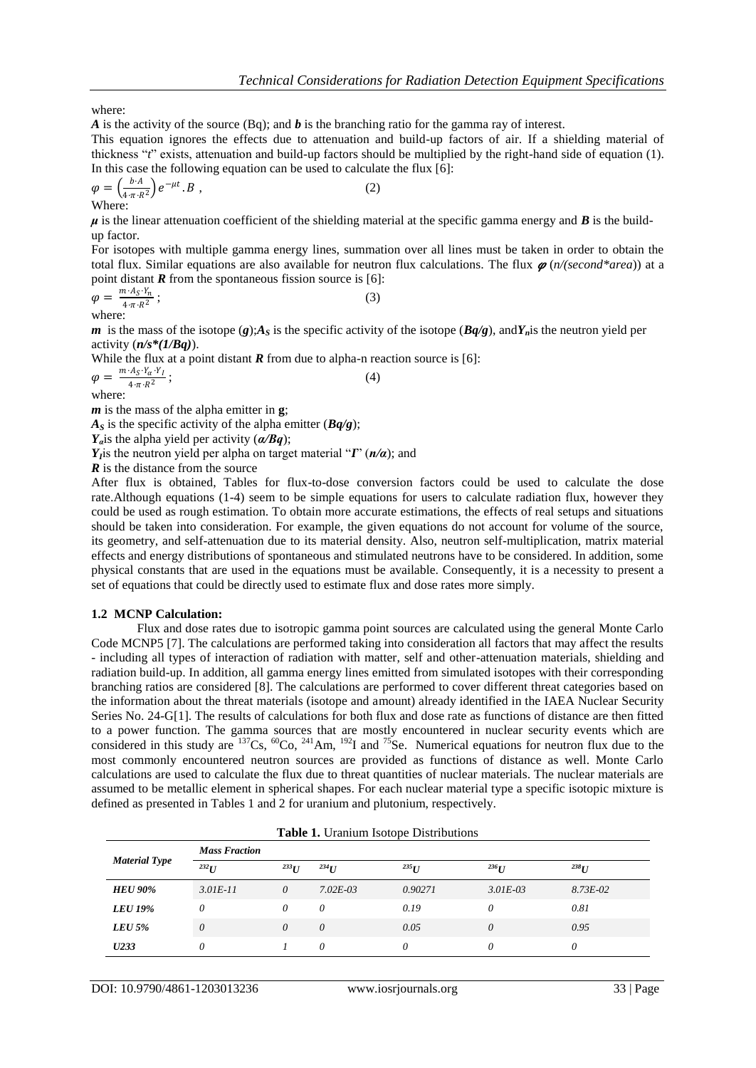where:

$A$ is the activity of the source (Bq); and $b$ is the branching ratio for the gamma ray of interest.

This equation ignores the effects due to attenuation and build-up factors of air. If a shielding material of thickness "$t$" exists, attenuation and build-up factors should be multiplied by the right-hand side of equation (1). In this case the following equation can be used to calculate the flux [6]:

$$\varphi = \left(\frac{b \cdot A}{4 \cdot \pi \cdot R^2}\right) e^{-\mu t} . B \ , \qquad (2)$$

Where:

$\mu$ is the linear attenuation coefficient of the shielding material at the specific gamma energy and $B$ is the build-up factor.

For isotopes with multiple gamma energy lines, summation over all lines must be taken in order to obtain the total flux. Similar equations are also available for neutron flux calculations. The flux $\varphi$ (*n/(second\*area)*) at a point distant $R$ from the spontaneous fission source is [6]:

$$\varphi = \frac{m \cdot A_S \cdot Y_n}{4 \cdot \pi \cdot R^2} \ ; \qquad (3)$$

where:

$m$ is the mass of the isotope (*g*); $A_S$ is the specific activity of the isotope (*Bq/g*), and $Y_n$ is the neutron yield per activity (*n/s\*(1/Bq)*).

While the flux at a point distant $R$ from due to alpha-n reaction source is [6]:

$$\varphi = \frac{m \cdot A_S \cdot Y_\alpha \cdot Y_I}{4 \cdot \pi \cdot R^2} \ ; \qquad (4)$$

where:

$m$ is the mass of the alpha emitter in **g**;

$A_S$ is the specific activity of the alpha emitter (*Bq/g*);

$Y_\alpha$ is the alpha yield per activity (*α/Bq*);

$Y_I$ is the neutron yield per alpha on target material "$I$" (*n/α*); and

$R$ is the distance from the source

After flux is obtained, Tables for flux-to-dose conversion factors could be used to calculate the dose rate.Although equations (1-4) seem to be simple equations for users to calculate radiation flux, however they could be used as rough estimation. To obtain more accurate estimations, the effects of real setups and situations should be taken into consideration. For example, the given equations do not account for volume of the source, its geometry, and self-attenuation due to its material density. Also, neutron self-multiplication, matrix material effects and energy distributions of spontaneous and stimulated neutrons have to be considered. In addition, some physical constants that are used in the equations must be available. Consequently, it is a necessity to present a set of equations that could be directly used to estimate flux and dose rates more simply.

### 1.2 MCNP Calculation:

Flux and dose rates due to isotropic gamma point sources are calculated using the general Monte Carlo Code MCNP5 [7]. The calculations are performed taking into consideration all factors that may affect the results - including all types of interaction of radiation with matter, self and other-attenuation materials, shielding and radiation build-up. In addition, all gamma energy lines emitted from simulated isotopes with their corresponding branching ratios are considered [8]. The calculations are performed to cover different threat categories based on the information about the threat materials (isotope and amount) already identified in the IAEA Nuclear Security Series No. 24-G[1]. The results of calculations for both flux and dose rate as functions of distance are then fitted to a power function. The gamma sources that are mostly encountered in nuclear security events which are considered in this study are $^{137}$Cs, $^{60}$Co, $^{241}$Am, $^{192}$I and $^{75}$Se. Numerical equations for neutron flux due to the most commonly encountered neutron sources are provided as functions of distance as well. Monte Carlo calculations are used to calculate the flux due to threat quantities of nuclear materials. The nuclear materials are assumed to be metallic element in spherical shapes. For each nuclear material type a specific isotopic mixture is defined as presented in Tables 1 and 2 for uranium and plutonium, respectively.

**Table 1.** Uranium Isotope Distributions

| *Material Type* | *Mass Fraction* | | | | | |
|---|---|---|---|---|---|---|
| | *$^{232}$U* | *$^{233}$U* | *$^{234}$U* | *$^{235}$U* | *$^{236}$U* | *$^{238}$U* |
| ***HEU 90%*** | *3.01E-11* | *0* | *7.02E-03* | *0.90271* | *3.01E-03* | *8.73E-02* |
| ***LEU 19%*** | *0* | *0* | *0* | *0.19* | *0* | *0.81* |
| ***LEU 5%*** | *0* | *0* | *0* | *0.05* | *0* | *0.95* |
| ***U233*** | *0* | *1* | *0* | *0* | *0* | *0* |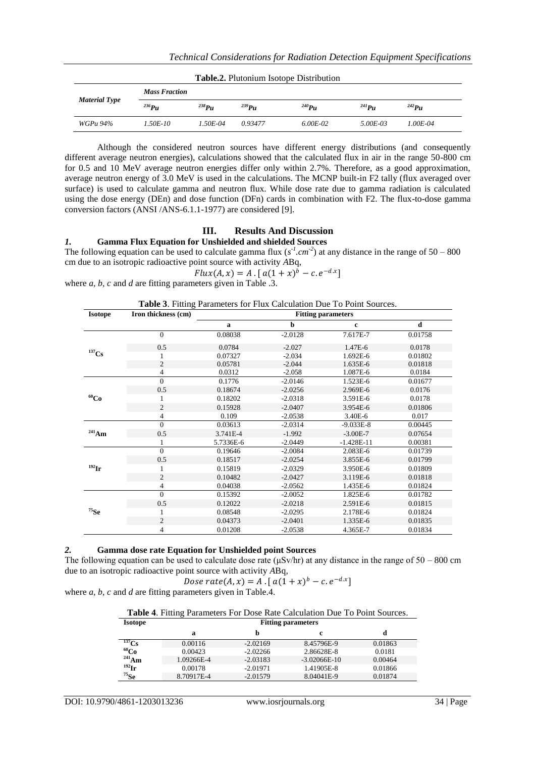**Table.2.** Plutonium Isotope Distribution

| *Material Type* | *Mass Fraction* | | | | | |
|---|---|---|---|---|---|---|
| | $^{236}Pu$ | $^{238}Pu$ | $^{239}Pu$ | $^{240}Pu$ | $^{241}Pu$ | $^{242}Pu$ |
| *WGPu 94%* | *1.50E-10* | *1.50E-04* | *0.93477* | *6.00E-02* | *5.00E-03* | *1.00E-04* |

Although the considered neutron sources have different energy distributions (and consequently different average neutron energies), calculations showed that the calculated flux in air in the range 50-800 cm for 0.5 and 10 MeV average neutron energies differ only within 2.7%. Therefore, as a good approximation, average neutron energy of 3.0 MeV is used in the calculations. The MCNP built-in F2 tally (flux averaged over surface) is used to calculate gamma and neutron flux. While dose rate due to gamma radiation is calculated using the dose energy (DEn) and dose function (DFn) cards in combination with F2. The flux-to-dose gamma conversion factors (ANSI /ANS-6.1.1-1977) are considered [9].

## III. Results And Discussion

### *1.* Gamma Flux Equation for Unshielded and shielded Sources

The following equation can be used to calculate gamma flux ($s^{-1}.cm^{-2}$) at any distance in the range of 50 – 800 cm due to an isotropic radioactive point source with activity *A*Bq,

$$Flux(A, x) = A.[\,a(1 + x)^{b} - c.e^{-d.x}]$$

where *a, b, c* and *d* are fitting parameters given in Table .3.

**Table 3**. Fitting Parameters for Flux Calculation Due To Point Sources.

| Isotope | Iron thickness (cm) | Fitting parameters | | | |
|---|---|---|---|---|---|
| | | a | b | c | d |
| $^{137}$Cs | 0 | 0.08038 | -2.0128 | 7.617E-7 | 0.01758 |
| | 0.5 | 0.0784 | -2.027 | 1.47E-6 | 0.0178 |
| | 1 | 0.07327 | -2.034 | 1.692E-6 | 0.01802 |
| | 2 | 0.05781 | -2.044 | 1.635E-6 | 0.01818 |
| | 4 | 0.0312 | -2.058 | 1.087E-6 | 0.0184 |
| $^{60}$Co | 0 | 0.1776 | -2.0146 | 1.523E-6 | 0.01677 |
| | 0.5 | 0.18674 | -2.0256 | 2.969E-6 | 0.0176 |
| | 1 | 0.18202 | -2.0318 | 3.591E-6 | 0.0178 |
| | 2 | 0.15928 | -2.0407 | 3.954E-6 | 0.01806 |
| | 4 | 0.109 | -2.0538 | 3.40E-6 | 0.017 |
| $^{241}$Am | 0 | 0.03613 | -2.0314 | -9.033E-8 | 0.00445 |
| | 0.5 | 3.741E-4 | -1.992 | -3.00E-7 | 0.07654 |
| | 1 | 5.7336E-6 | -2.0449 | -1.428E-11 | 0.00381 |
| $^{192}$Ir | 0 | 0.19646 | -2.0084 | 2.083E-6 | 0.01739 |
| | 0.5 | 0.18517 | -2.0254 | 3.855E-6 | 0.01799 |
| | 1 | 0.15819 | -2.0329 | 3.950E-6 | 0.01809 |
| | 2 | 0.10482 | -2.0427 | 3.119E-6 | 0.01818 |
| | 4 | 0.04038 | -2.0562 | 1.435E-6 | 0.01824 |
| $^{75}$Se | 0 | 0.15392 | -2.0052 | 1.825E-6 | 0.01782 |
| | 0.5 | 0.12022 | -2.0218 | 2.591E-6 | 0.01815 |
| | 1 | 0.08548 | -2.0295 | 2.178E-6 | 0.01824 |
| | 2 | 0.04373 | -2.0401 | 1.335E-6 | 0.01835 |
| | 4 | 0.01208 | -2.0538 | 4.365E-7 | 0.01834 |

### *2.* Gamma dose rate Equation for Unshielded point Sources

The following equation can be used to calculate dose rate (μSv/hr) at any distance in the range of 50 – 800 cm due to an isotropic radioactive point source with activity *A*Bq,

$$Dose\ rate(A, x) = A.[\,a(1 + x)^{b} - c.e^{-d.x}]$$

where *a, b, c* and *d* are fitting parameters given in Table.4.

**Table 4**. Fitting Parameters For Dose Rate Calculation Due To Point Sources.

| Isotope | Fitting parameters | | | |
|---|---|---|---|---|
| | a | b | c | d |
| $^{137}$Cs | 0.00116 | -2.02169 | 8.45796E-9 | 0.01863 |
| $^{60}$Co | 0.00423 | -2.02266 | 2.86628E-8 | 0.0181 |
| $^{241}$Am | 1.09266E-4 | -2.03183 | -3.02066E-10 | 0.00464 |
| $^{192}$Ir | 0.00178 | -2.01971 | 1.41905E-8 | 0.01866 |
| $^{75}$Se | 8.70917E-4 | -2.01579 | 8.04041E-9 | 0.01874 |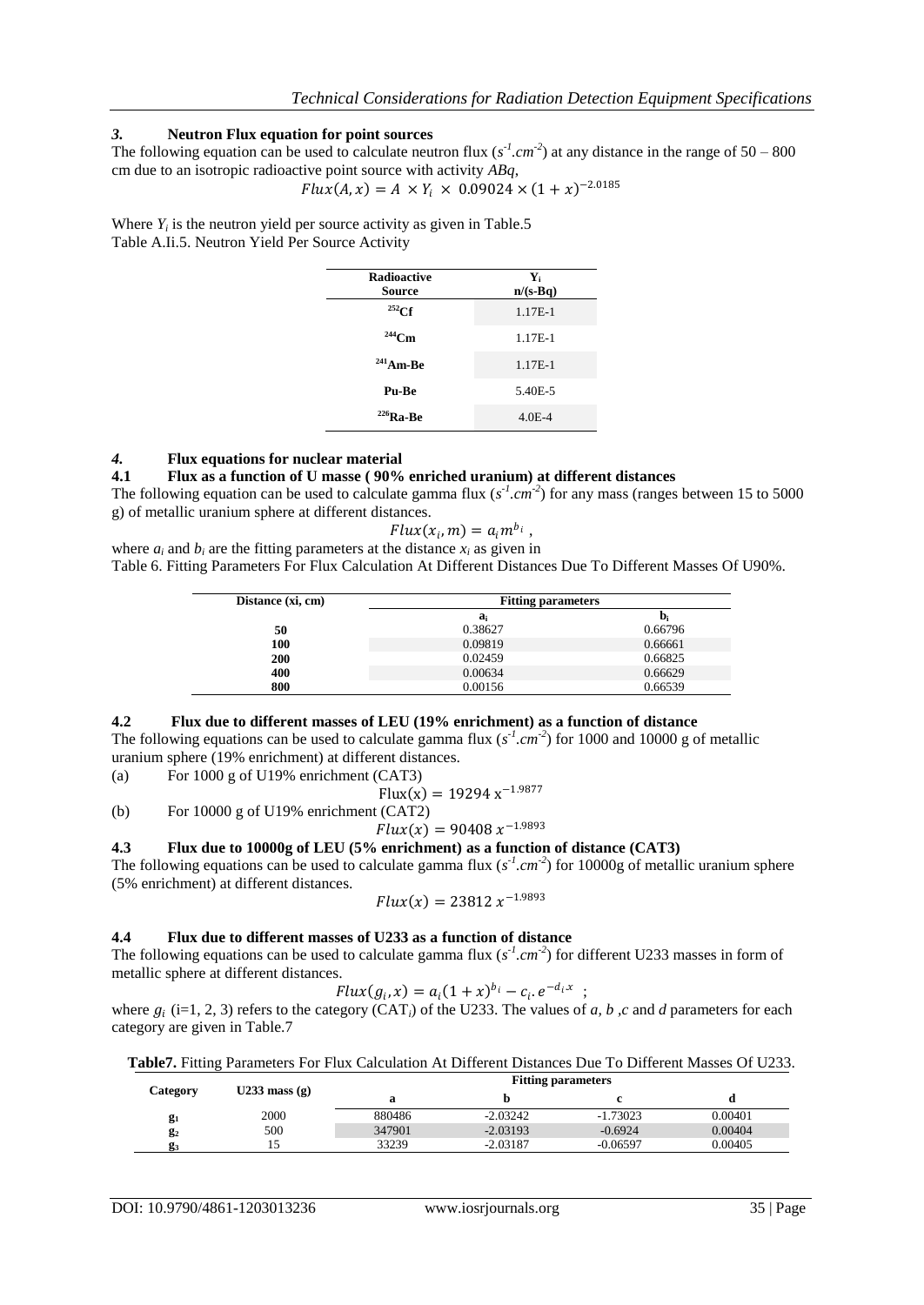### *3.* Neutron Flux equation for point sources

The following equation can be used to calculate neutron flux ($s^{-1}.cm^{-2}$) at any distance in the range of 50 – 800 cm due to an isotropic radioactive point source with activity *ABq*,

$$Flux(A, x) = A \times Y_i \times 0.09024 \times (1 + x)^{-2.0185}$$

Where $Y_i$ is the neutron yield per source activity as given in Table.5

Table A.Ii.5. Neutron Yield Per Source Activity

| Radioactive Source | $Y_i$ n/(s-Bq) |
|---|---|
| $^{252}$Cf | 1.17E-1 |
| $^{244}$Cm | 1.17E-1 |
| $^{241}$Am-Be | 1.17E-1 |
| Pu-Be | 5.40E-5 |
| $^{226}$Ra-Be | 4.0E-4 |

### *4.* Flux equations for nuclear material

#### 4.1 Flux as a function of U masse ( 90% enriched uranium) at different distances

The following equation can be used to calculate gamma flux ($s^{-1}.cm^{-2}$) for any mass (ranges between 15 to 5000 g) of metallic uranium sphere at different distances.

$$Flux(x_i, m) = a_i m^{b_i},$$

where $a_i$ and $b_i$ are the fitting parameters at the distance $x_i$ as given in

Table 6. Fitting Parameters For Flux Calculation At Different Distances Due To Different Masses Of U90%.

| Distance (xi, cm) | Fitting parameters | |
|---|---|---|
| | $a_i$ | $b_i$ |
| 50 | 0.38627 | 0.66796 |
| 100 | 0.09819 | 0.66661 |
| 200 | 0.02459 | 0.66825 |
| 400 | 0.00634 | 0.66629 |
| 800 | 0.00156 | 0.66539 |

#### 4.2 Flux due to different masses of LEU (19% enrichment) as a function of distance

The following equations can be used to calculate gamma flux ($s^{-1}.cm^{-2}$) for 1000 and 10000 g of metallic uranium sphere (19% enrichment) at different distances.

(a) For 1000 g of U19% enrichment (CAT3)

$$\text{Flux}(x) = 19294\, x^{-1.9877}$$

(b) For 10000 g of U19% enrichment (CAT2)

$$Flux(x) = 90408\, x^{-1.9893}$$

#### 4.3 Flux due to 10000g of LEU (5% enrichment) as a function of distance (CAT3)

The following equations can be used to calculate gamma flux ($s^{-1}.cm^{-2}$) for 10000g of metallic uranium sphere (5% enrichment) at different distances.

$$Flux(x) = 23812\, x^{-1.9893}$$

#### 4.4 Flux due to different masses of U233 as a function of distance

The following equations can be used to calculate gamma flux ($s^{-1}.cm^{-2}$) for different U233 masses in form of metallic sphere at different distances.

$$Flux(g_i, x) = a_i(1 + x)^{b_i} - c_i.e^{-d_i.x} \;;$$

where $g_i$ (i=1, 2, 3) refers to the category ($CAT_i$) of the U233. The values of *a, b ,c* and *d* parameters for each category are given in Table.7

**Table7.** Fitting Parameters For Flux Calculation At Different Distances Due To Different Masses Of U233.

| Category | U233 mass (g) | Fitting parameters | | | |
|---|---|---|---|---|---|
| | | a | b | c | d |
| $g_1$ | 2000 | 880486 | -2.03242 | -1.73023 | 0.00401 |
| $g_2$ | 500 | 347901 | -2.03193 | -0.6924 | 0.00404 |
| $g_3$ | 15 | 33239 | -2.03187 | -0.06597 | 0.00405 |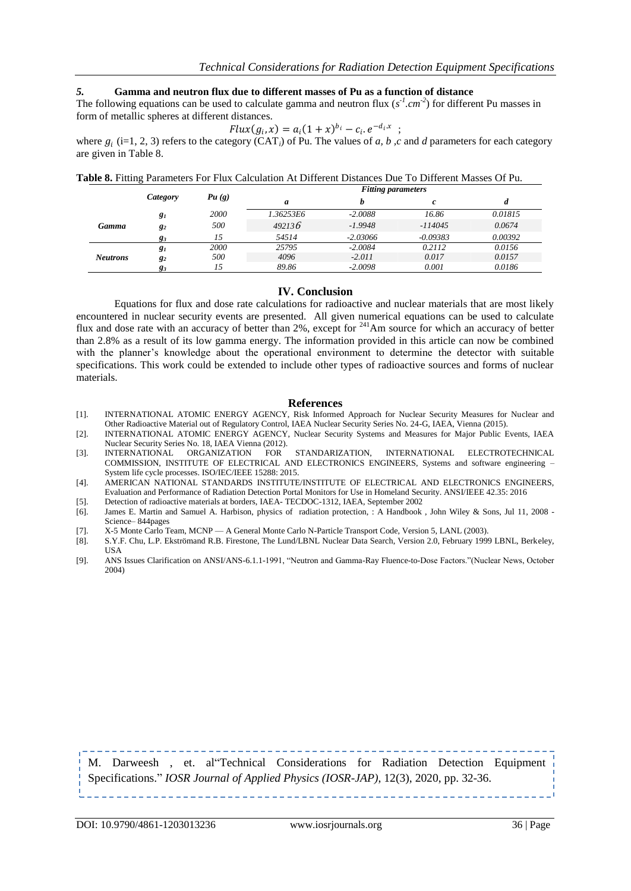## 5. Gamma and neutron flux due to different masses of Pu as a function of distance

The following equations can be used to calculate gamma and neutron flux ($s^{-1}.cm^{-2}$) for different Pu masses in form of metallic spheres at different distances.

$$Flux(g_i, x) = a_i(1+x)^{b_i} - c_i.e^{-d_i.x} \ ;$$

where $g_i$ (i=1, 2, 3) refers to the category ($CAT_i$) of Pu. The values of *a, b, c* and *d* parameters for each category are given in Table 8.

**Table 8.** Fitting Parameters For Flux Calculation At Different Distances Due To Different Masses Of Pu.

| | Category | Pu (g) | Fitting parameters | | | |
|---|---|---|---|---|---|---|
| | | | *a* | *b* | *c* | *d* |
| Gamma | $g_1$ | 2000 | 1.36253E6 | -2.0088 | 16.86 | 0.01815 |
| | $g_2$ | 500 | 492136 | -1.9948 | -114045 | 0.0674 |
| | $g_3$ | 15 | 54514 | -2.03066 | -0.09383 | 0.00392 |
| Neutrons | $g_1$ | 2000 | 25795 | -2.0084 | 0.2112 | 0.0156 |
| | $g_2$ | 500 | 4096 | -2.011 | 0.017 | 0.0157 |
| | $g_3$ | 15 | 89.86 | -2.0098 | 0.001 | 0.0186 |

# IV. Conclusion

Equations for flux and dose rate calculations for radioactive and nuclear materials that are most likely encountered in nuclear security events are presented. All given numerical equations can be used to calculate flux and dose rate with an accuracy of better than 2%, except for $^{241}$Am source for which an accuracy of better than 2.8% as a result of its low gamma energy. The information provided in this article can now be combined with the planner's knowledge about the operational environment to determine the detector with suitable specifications. This work could be extended to include other types of radioactive sources and forms of nuclear materials.

# References

[1]. INTERNATIONAL ATOMIC ENERGY AGENCY, Risk Informed Approach for Nuclear Security Measures for Nuclear and Other Radioactive Material out of Regulatory Control, IAEA Nuclear Security Series No. 24-G, IAEA, Vienna (2015).

[2]. INTERNATIONAL ATOMIC ENERGY AGENCY, Nuclear Security Systems and Measures for Major Public Events, IAEA Nuclear Security Series No. 18, IAEA Vienna (2012).

[3]. INTERNATIONAL ORGANIZATION FOR STANDARIZATION, INTERNATIONAL ELECTROTECHNICAL COMMISSION, INSTITUTE OF ELECTRICAL AND ELECTRONICS ENGINEERS, Systems and software engineering – System life cycle processes. ISO/IEC/IEEE 15288: 2015.

[4]. AMERICAN NATIONAL STANDARDS INSTITUTE/INSTITUTE OF ELECTRICAL AND ELECTRONICS ENGINEERS, Evaluation and Performance of Radiation Detection Portal Monitors for Use in Homeland Security. ANSI/IEEE 42.35: 2016

[5]. Detection of radioactive materials at borders, IAEA- TECDOC-1312, IAEA, September 2002

[6]. James E. Martin and Samuel A. Harbison, physics of radiation protection, : A Handbook , John Wiley & Sons, Jul 11, 2008 - Science– 844pages

[7]. X-5 Monte Carlo Team, MCNP — A General Monte Carlo N-Particle Transport Code, Version 5, LANL (2003).

[8]. S.Y.F. Chu, L.P. Ekströmand R.B. Firestone, The Lund/LBNL Nuclear Data Search, Version 2.0, February 1999 LBNL, Berkeley, USA

[9]. ANS Issues Clarification on ANSI/ANS-6.1.1-1991, "Neutron and Gamma-Ray Fluence-to-Dose Factors."(Nuclear News, October 2004)

M. Darweesh , et. al"Technical Considerations for Radiation Detection Equipment Specifications." *IOSR Journal of Applied Physics (IOSR-JAP)*, 12(3), 2020, pp. 32-36.